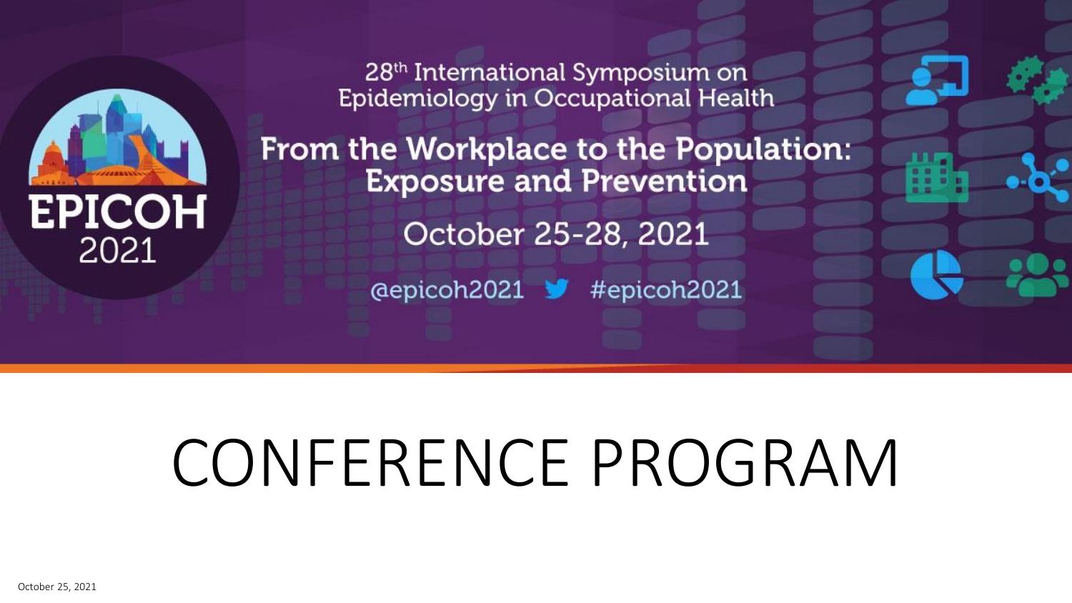EPICOH 2021

28th International Symposium on Epidemiology in Occupational Health

## From the Workplace to the Population: Exposure and Prevention

October 25-28, 2021

@epicoh2021 #epicoh2021

# CONFERENCE PROGRAM

October 25, 2021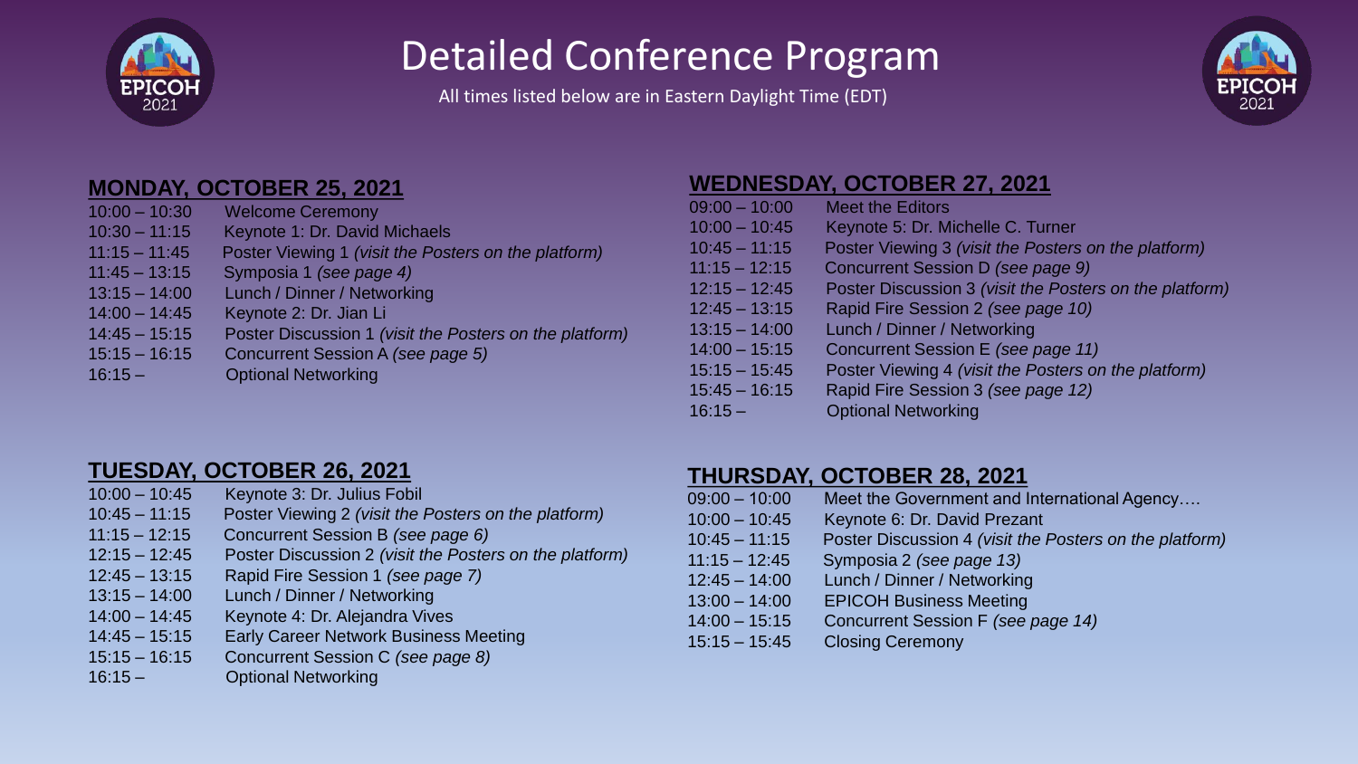# Detailed Conference Program

All times listed below are in Eastern Daylight Time (EDT)

## MONDAY, OCTOBER 25, 2021

| | |
|---|---|
| 10:00 – 10:30 | Welcome Ceremony |
| 10:30 – 11:15 | Keynote 1: Dr. David Michaels |
| 11:15 – 11:45 | Poster Viewing 1 *(visit the Posters on the platform)* |
| 11:45 – 13:15 | Symposia 1 *(see page 4)* |
| 13:15 – 14:00 | Lunch / Dinner / Networking |
| 14:00 – 14:45 | Keynote 2: Dr. Jian Li |
| 14:45 – 15:15 | Poster Discussion 1 *(visit the Posters on the platform)* |
| 15:15 – 16:15 | Concurrent Session A *(see page 5)* |
| 16:15 – | Optional Networking |

## TUESDAY, OCTOBER 26, 2021

| | |
|---|---|
| 10:00 – 10:45 | Keynote 3: Dr. Julius Fobil |
| 10:45 – 11:15 | Poster Viewing 2 *(visit the Posters on the platform)* |
| 11:15 – 12:15 | Concurrent Session B *(see page 6)* |
| 12:15 – 12:45 | Poster Discussion 2 *(visit the Posters on the platform)* |
| 12:45 – 13:15 | Rapid Fire Session 1 *(see page 7)* |
| 13:15 – 14:00 | Lunch / Dinner / Networking |
| 14:00 – 14:45 | Keynote 4: Dr. Alejandra Vives |
| 14:45 – 15:15 | Early Career Network Business Meeting |
| 15:15 – 16:15 | Concurrent Session C *(see page 8)* |
| 16:15 – | Optional Networking |

## WEDNESDAY, OCTOBER 27, 2021

| | |
|---|---|
| 09:00 – 10:00 | Meet the Editors |
| 10:00 – 10:45 | Keynote 5: Dr. Michelle C. Turner |
| 10:45 – 11:15 | Poster Viewing 3 *(visit the Posters on the platform)* |
| 11:15 – 12:15 | Concurrent Session D *(see page 9)* |
| 12:15 – 12:45 | Poster Discussion 3 *(visit the Posters on the platform)* |
| 12:45 – 13:15 | Rapid Fire Session 2 *(see page 10)* |
| 13:15 – 14:00 | Lunch / Dinner / Networking |
| 14:00 – 15:15 | Concurrent Session E *(see page 11)* |
| 15:15 – 15:45 | Poster Viewing 4 *(visit the Posters on the platform)* |
| 15:45 – 16:15 | Rapid Fire Session 3 *(see page 12)* |
| 16:15 – | Optional Networking |

## THURSDAY, OCTOBER 28, 2021

| | |
|---|---|
| 09:00 – 10:00 | Meet the Government and International Agency…. |
| 10:00 – 10:45 | Keynote 6: Dr. David Prezant |
| 10:45 – 11:15 | Poster Discussion 4 *(visit the Posters on the platform)* |
| 11:15 – 12:45 | Symposia 2 *(see page 13)* |
| 12:45 – 14:00 | Lunch / Dinner / Networking |
| 13:00 – 14:00 | EPICOH Business Meeting |
| 14:00 – 15:15 | Concurrent Session F *(see page 14)* |
| 15:15 – 15:45 | Closing Ceremony |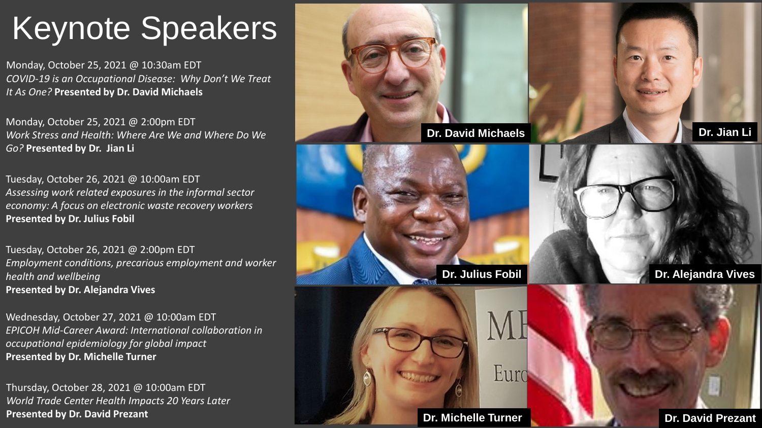# Keynote Speakers

Monday, October 25, 2021 @ 10:30am EDT
*COVID-19 is an Occupational Disease: Why Don't We Treat It As One?* **Presented by Dr. David Michaels**

Monday, October 25, 2021 @ 2:00pm EDT
*Work Stress and Health: Where Are We and Where Do We Go?* **Presented by Dr. Jian Li**

Tuesday, October 26, 2021 @ 10:00am EDT
*Assessing work related exposures in the informal sector economy: A focus on electronic waste recovery workers*
**Presented by Dr. Julius Fobil**

Tuesday, October 26, 2021 @ 2:00pm EDT
*Employment conditions, precarious employment and worker health and wellbeing*
**Presented by Dr. Alejandra Vives**

Wednesday, October 27, 2021 @ 10:00am EDT
*EPICOH Mid-Career Award: International collaboration in occupational epidemiology for global impact*
**Presented by Dr. Michelle Turner**

Thursday, October 28, 2021 @ 10:00am EDT
*World Trade Center Health Impacts 20 Years Later*
**Presented by Dr. David Prezant**

Dr. David Michaels

Dr. Jian Li

Dr. Julius Fobil

Dr. Alejandra Vives

Dr. Michelle Turner

Dr. David Prezant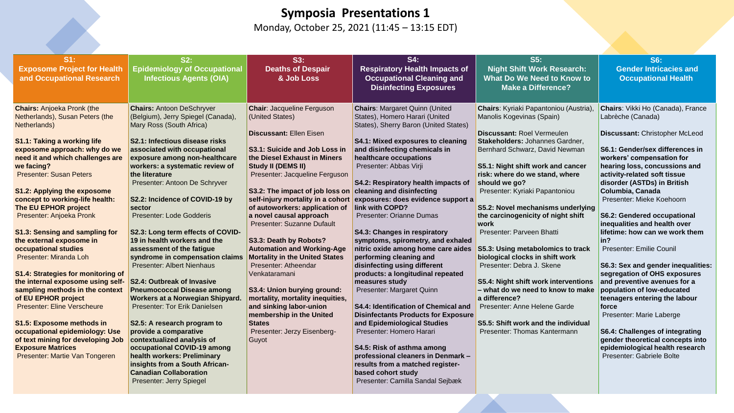# Symposia Presentations 1

Monday, October 25, 2021 (11:45 – 13:15 EDT)

## S1: Exposome Project for Health and Occupational Research

**Chairs:** Anjoeka Pronk (the Netherlands), Susan Peters (the Netherlands)

**S1.1: Taking a working life exposome approach: why do we need it and which challenges are we facing?**
Presenter: Susan Peters

**S1.2: Applying the exposome concept to working-life health: The EU EPHOR project**
Presenter: Anjoeka Pronk

**S1.3: Sensing and sampling for the external exposome in occupational studies**
Presenter: Miranda Loh

**S1.4: Strategies for monitoring of the internal exposome using self-sampling methods in the context of EU EPHOR project**
Presenter: Eline Verscheure

**S1.5: Exposome methods in occupational epidemiology: Use of text mining for developing Job Exposure Matrices**
Presenter: Martie Van Tongeren

## S2: Epidemiology of Occupational Infectious Agents (OIA)

**Chairs:** Antoon DeSchryver (Belgium), Jerry Spiegel (Canada), Mary Ross (South Africa)

**S2.1: Infectious disease risks associated with occupational exposure among non-healthcare workers: a systematic review of the literature**
Presenter: Antoon De Schryver

**S2.2: Incidence of COVID-19 by sector**
Presenter: Lode Godderis

**S2.3: Long term effects of COVID-19 in health workers and the assessment of the fatigue syndrome in compensation claims**
Presenter: Albert Nienhaus

**S2.4: Outbreak of Invasive Pneumococcal Disease among Workers at a Norwegian Shipyard.**
Presenter: Tor Erik Danielsen

**S2.5: A research program to provide a comparative contextualized analysis of occupational COVID-19 among health workers: Preliminary insights from a South African-Canadian Collaboration**
Presenter: Jerry Spiegel

## S3: Deaths of Despair & Job Loss

**Chair**: Jacqueline Ferguson (United States)

**Discussant:** Ellen Eisen

**S3.1: Suicide and Job Loss in the Diesel Exhaust in Miners Study II (DEMS II)**
Presenter: Jacqueline Ferguson

**S3.2: The impact of job loss on self-injury mortality in a cohort of autoworkers: application of a novel causal approach**
Presenter: Suzanne Dufault

**S3.3: Death by Robots? Automation and Working-Age Mortality in the United States**
Presenter: Atheendar Venkataramani

**S3.4: Union burying ground: mortality, mortality inequities, and sinking labor-union membership in the United States**
Presenter: Jerzy Eisenberg-Guyot

## S4: Respiratory Health Impacts of Occupational Cleaning and Disinfecting Exposures

**Chairs**: Margaret Quinn (United States), Homero Harari (United States), Sherry Baron (United States)

**S4.1: Mixed exposures to cleaning and disinfecting chemicals in healthcare occupations**
Presenter: Abbas Virji

**S4.2: Respiratory health impacts of cleaning and disinfecting exposures: does evidence support a link with COPD?**
Presenter: Orianne Dumas

**S4.3: Changes in respiratory symptoms, spirometry, and exhaled nitric oxide among home care aides performing cleaning and disinfecting using different products: a longitudinal repeated measures study**
Presenter: Margaret Quinn

**S4.4: Identification of Chemical and Disinfectants Products for Exposure and Epidemiological Studies**
Presenter: Homero Harari

**S4.5: Risk of asthma among professional cleaners in Denmark – results from a matched register-based cohort study**
Presenter: Camilla Sandal Sejbæk

## S5: Night Shift Work Research: What Do We Need to Know to Make a Difference?

**Chairs**: Kyriaki Papantoniou (Austria), Manolis Kogevinas (Spain)

**Discussant:** Roel Vermeulen

**Stakeholders:** Johannes Gardner, Bernhard Schwarz, David Newman

**S5.1: Night shift work and cancer risk: where do we stand, where should we go?**
Presenter: Kyriaki Papantoniou

**S5.2: Novel mechanisms underlying the carcinogenicity of night shift work**
Presenter: Parveen Bhatti

**S5.3: Using metabolomics to track biological clocks in shift work**
Presenter: Debra J. Skene

**S5.4: Night shift work interventions – what do we need to know to make a difference?**
Presenter: Anne Helene Garde

**S5.5: Shift work and the individual**
Presenter: Thomas Kantermann

## S6: Gender Intricacies and Occupational Health

**Chairs**: Vikki Ho (Canada), France Labrèche (Canada)

**Discussant:** Christopher McLeod

**S6.1: Gender/sex differences in workers' compensation for hearing loss, concussions and activity-related soft tissue disorder (ASTDs) in British Columbia, Canada**
Presenter: Mieke Koehoorn

**S6.2: Gendered occupational inequalities and health over lifetime: how can we work them in?**
Presenter: Emilie Counil

**S6.3: Sex and gender inequalities: segregation of OHS exposures and preventive avenues for a population of low-educated teenagers entering the labour force**
Presenter: Marie Laberge

**S6.4: Challenges of integrating gender theoretical concepts into epidemiological health research**
Presenter: Gabriele Bolte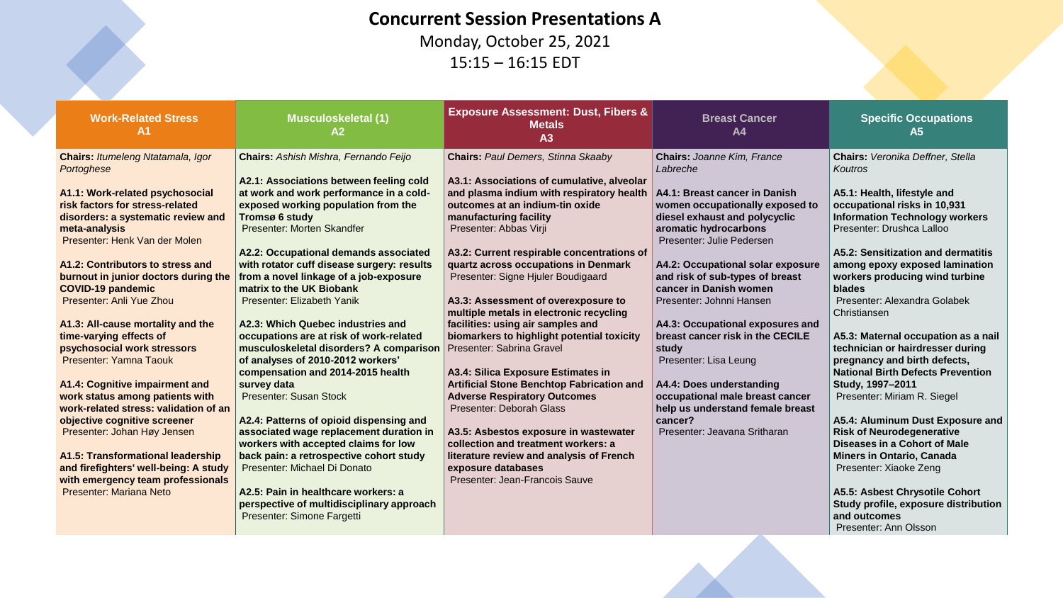# Concurrent Session Presentations A

Monday, October 25, 2021

15:15 – 16:15 EDT

## Work-Related Stress — A1

**Chairs:** *Itumeleng Ntatamala, Igor Portoghese*

**A1.1: Work-related psychosocial risk factors for stress-related disorders: a systematic review and meta-analysis**
Presenter: Henk Van der Molen

**A1.2: Contributors to stress and burnout in junior doctors during the COVID-19 pandemic**
Presenter: Anli Yue Zhou

**A1.3: All-cause mortality and the time-varying effects of psychosocial work stressors**
Presenter: Yamna Taouk

**A1.4: Cognitive impairment and work status among patients with work-related stress: validation of an objective cognitive screener**
Presenter: Johan Høy Jensen

**A1.5: Transformational leadership and firefighters' well-being: A study with emergency team professionals**
Presenter: Mariana Neto

## Musculoskeletal (1) — A2

**Chairs:** *Ashish Mishra, Fernando Feijo*

**A2.1: Associations between feeling cold at work and work performance in a cold-exposed working population from the Tromsø 6 study**
Presenter: Morten Skandfer

**A2.2: Occupational demands associated with rotator cuff disease surgery: results from a novel linkage of a job-exposure matrix to the UK Biobank**
Presenter: Elizabeth Yanik

**A2.3: Which Quebec industries and occupations are at risk of work-related musculoskeletal disorders? A comparison of analyses of 2010-2012 workers' compensation and 2014-2015 health survey data**
Presenter: Susan Stock

**A2.4: Patterns of opioid dispensing and associated wage replacement duration in workers with accepted claims for low back pain: a retrospective cohort study**
Presenter: Michael Di Donato

**A2.5: Pain in healthcare workers: a perspective of multidisciplinary approach**
Presenter: Simone Fargetti

## Exposure Assessment: Dust, Fibers & Metals — A3

**Chairs:** *Paul Demers, Stinna Skaaby*

**A3.1: Associations of cumulative, alveolar and plasma indium with respiratory health outcomes at an indium-tin oxide manufacturing facility**
Presenter: Abbas Virji

**A3.2: Current respirable concentrations of quartz across occupations in Denmark**
Presenter: Signe Hjuler Boudigaard

**A3.3: Assessment of overexposure to multiple metals in electronic recycling facilities: using air samples and biomarkers to highlight potential toxicity**
Presenter: Sabrina Gravel

**A3.4: Silica Exposure Estimates in Artificial Stone Benchtop Fabrication and Adverse Respiratory Outcomes**
Presenter: Deborah Glass

**A3.5: Asbestos exposure in wastewater collection and treatment workers: a literature review and analysis of French exposure databases**
Presenter: Jean-Francois Sauve

## Breast Cancer — A4

**Chairs:** *Joanne Kim, France Labreche*

**A4.1: Breast cancer in Danish women occupationally exposed to diesel exhaust and polycyclic aromatic hydrocarbons**
Presenter: Julie Pedersen

**A4.2: Occupational solar exposure and risk of sub-types of breast cancer in Danish women**
Presenter: Johnni Hansen

**A4.3: Occupational exposures and breast cancer risk in the CECILE study**
Presenter: Lisa Leung

**A4.4: Does understanding occupational male breast cancer help us understand female breast cancer?**
Presenter: Jeavana Sritharan

## Specific Occupations — A5

**Chairs:** *Veronika Deffner, Stella Koutros*

**A5.1: Health, lifestyle and occupational risks in 10,931 Information Technology workers**
Presenter: Drushca Lalloo

**A5.2: Sensitization and dermatitis among epoxy exposed lamination workers producing wind turbine blades**
Presenter: Alexandra Golabek Christiansen

**A5.3: Maternal occupation as a nail technician or hairdresser during pregnancy and birth defects, National Birth Defects Prevention Study, 1997–2011**
Presenter: Miriam R. Siegel

**A5.4: Aluminum Dust Exposure and Risk of Neurodegenerative Diseases in a Cohort of Male Miners in Ontario, Canada**
Presenter: Xiaoke Zeng

**A5.5: Asbest Chrysotile Cohort Study profile, exposure distribution and outcomes**
Presenter: Ann Olsson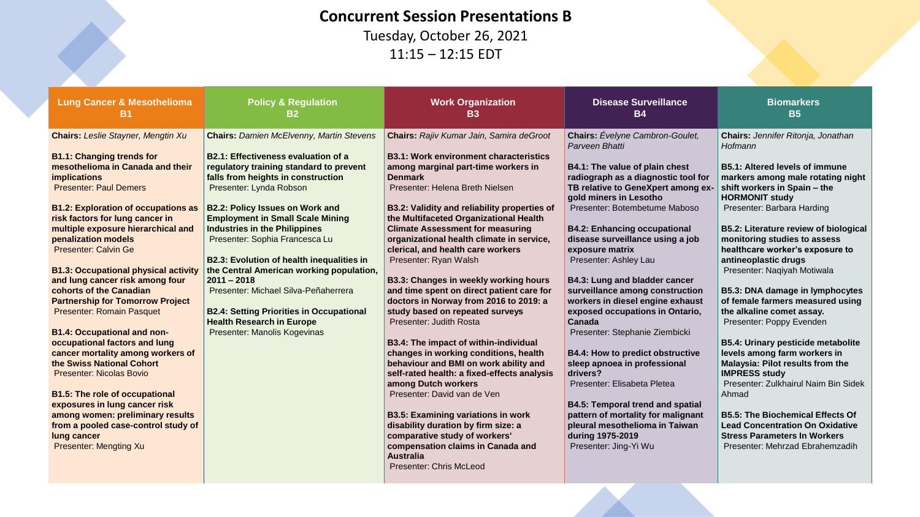# Concurrent Session Presentations B

Tuesday, October 26, 2021

11:15 – 12:15 EDT

## Lung Cancer & Mesothelioma B1

**Chairs:** *Leslie Stayner, Mengtin Xu*

**B1.1: Changing trends for mesothelioma in Canada and their implications**
Presenter: Paul Demers

**B1.2: Exploration of occupations as risk factors for lung cancer in multiple exposure hierarchical and penalization models**
Presenter: Calvin Ge

**B1.3: Occupational physical activity and lung cancer risk among four cohorts of the Canadian Partnership for Tomorrow Project**
Presenter: Romain Pasquet

**B1.4: Occupational and non-occupational factors and lung cancer mortality among workers of the Swiss National Cohort**
Presenter: Nicolas Bovio

**B1.5: The role of occupational exposures in lung cancer risk among women: preliminary results from a pooled case-control study of lung cancer**
Presenter: Mengting Xu

## Policy & Regulation B2

**Chairs:** *Damien McElvenny, Martin Stevens*

**B2.1: Effectiveness evaluation of a regulatory training standard to prevent falls from heights in construction**
Presenter: Lynda Robson

**B2.2: Policy Issues on Work and Employment in Small Scale Mining Industries in the Philippines**
Presenter: Sophia Francesca Lu

**B2.3: Evolution of health inequalities in the Central American working population, 2011 – 2018**
Presenter: Michael Silva-Peñaherrera

**B2.4: Setting Priorities in Occupational Health Research in Europe**
Presenter: Manolis Kogevinas

## Work Organization B3

**Chairs:** *Rajiv Kumar Jain, Samira deGroot*

**B3.1: Work environment characteristics among marginal part-time workers in Denmark**
Presenter: Helena Breth Nielsen

**B3.2: Validity and reliability properties of the Multifaceted Organizational Health Climate Assessment for measuring organizational health climate in service, clerical, and health care workers**
Presenter: Ryan Walsh

**B3.3: Changes in weekly working hours and time spent on direct patient care for doctors in Norway from 2016 to 2019: a study based on repeated surveys**
Presenter: Judith Rosta

**B3.4: The impact of within-individual changes in working conditions, health behaviour and BMI on work ability and self-rated health: a fixed-effects analysis among Dutch workers**
Presenter: David van de Ven

**B3.5: Examining variations in work disability duration by firm size: a comparative study of workers' compensation claims in Canada and Australia**
Presenter: Chris McLeod

## Disease Surveillance B4

**Chairs:** *Évelyne Cambron-Goulet, Parveen Bhatti*

**B4.1: The value of plain chest radiograph as a diagnostic tool for TB relative to GeneXpert among ex-gold miners in Lesotho**
Presenter: Botembetume Maboso

**B4.2: Enhancing occupational disease surveillance using a job exposure matrix**
Presenter: Ashley Lau

**B4.3: Lung and bladder cancer surveillance among construction workers in diesel engine exhaust exposed occupations in Ontario, Canada**
Presenter: Stephanie Ziembicki

**B4.4: How to predict obstructive sleep apnoea in professional drivers?**
Presenter: Elisabeta Pletea

**B4.5: Temporal trend and spatial pattern of mortality for malignant pleural mesothelioma in Taiwan during 1975-2019**
Presenter: Jing-Yi Wu

## Biomarkers B5

**Chairs:** *Jennifer Ritonja, Jonathan Hofmann*

**B5.1: Altered levels of immune markers among male rotating night shift workers in Spain – the HORMONIT study**
Presenter: Barbara Harding

**B5.2: Literature review of biological monitoring studies to assess healthcare worker's exposure to antineoplastic drugs**
Presenter: Naqiyah Motiwala

**B5.3: DNA damage in lymphocytes of female farmers measured using the alkaline comet assay.**
Presenter: Poppy Evenden

**B5.4: Urinary pesticide metabolite levels among farm workers in Malaysia: Pilot results from the IMPRESS study**
Presenter: Zulkhairul Naim Bin Sidek Ahmad

**B5.5: The Biochemical Effects Of Lead Concentration On Oxidative Stress Parameters In Workers**
Presenter: Mehrzad Ebrahemzadih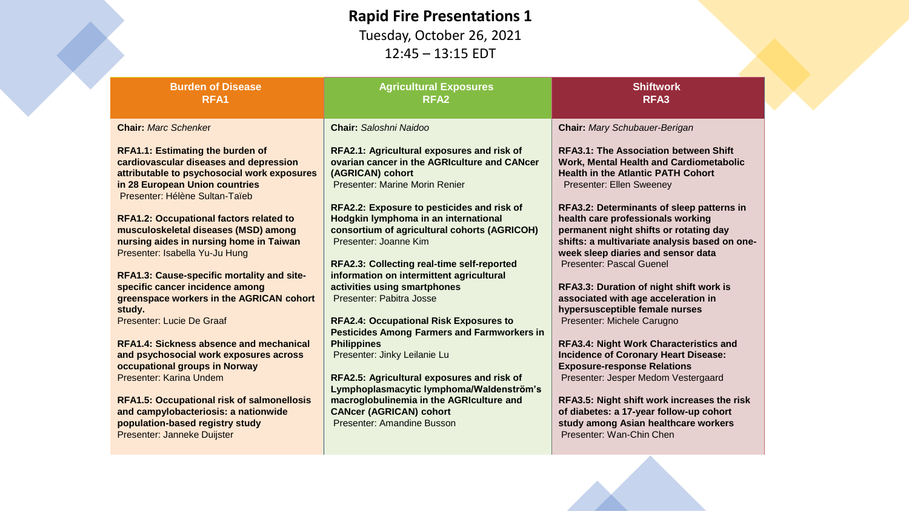# Rapid Fire Presentations 1

Tuesday, October 26, 2021

12:45 – 13:15 EDT

## Burden of Disease RFA1

**Chair:** *Marc Schenker*

**RFA1.1: Estimating the burden of cardiovascular diseases and depression attributable to psychosocial work exposures in 28 European Union countries**
Presenter: Hélène Sultan-Taïeb

**RFA1.2: Occupational factors related to musculoskeletal diseases (MSD) among nursing aides in nursing home in Taiwan**
Presenter: Isabella Yu-Ju Hung

**RFA1.3: Cause-specific mortality and site-specific cancer incidence among greenspace workers in the AGRICAN cohort study.**
Presenter: Lucie De Graaf

**RFA1.4: Sickness absence and mechanical and psychosocial work exposures across occupational groups in Norway**
Presenter: Karina Undem

**RFA1.5: Occupational risk of salmonellosis and campylobacteriosis: a nationwide population-based registry study**
Presenter: Janneke Duijster

## Agricultural Exposures RFA2

**Chair:** *Saloshni Naidoo*

**RFA2.1: Agricultural exposures and risk of ovarian cancer in the AGRIculture and CANcer (AGRICAN) cohort**
Presenter: Marine Morin Renier

**RFA2.2: Exposure to pesticides and risk of Hodgkin lymphoma in an international consortium of agricultural cohorts (AGRICOH)**
Presenter: Joanne Kim

**RFA2.3: Collecting real-time self-reported information on intermittent agricultural activities using smartphones**
Presenter: Pabitra Josse

**RFA2.4: Occupational Risk Exposures to Pesticides Among Farmers and Farmworkers in Philippines**
Presenter: Jinky Leilanie Lu

**RFA2.5: Agricultural exposures and risk of Lymphoplasmacytic lymphoma/Waldenström's macroglobulinemia in the AGRIculture and CANcer (AGRICAN) cohort**
Presenter: Amandine Busson

## Shiftwork RFA3

**Chair:** *Mary Schubauer-Berigan*

**RFA3.1: The Association between Shift Work, Mental Health and Cardiometabolic Health in the Atlantic PATH Cohort**
Presenter: Ellen Sweeney

**RFA3.2: Determinants of sleep patterns in health care professionals working permanent night shifts or rotating day shifts: a multivariate analysis based on one-week sleep diaries and sensor data**
Presenter: Pascal Guenel

**RFA3.3: Duration of night shift work is associated with age acceleration in hypersusceptible female nurses**
Presenter: Michele Carugno

**RFA3.4: Night Work Characteristics and Incidence of Coronary Heart Disease: Exposure-response Relations**
Presenter: Jesper Medom Vestergaard

**RFA3.5: Night shift work increases the risk of diabetes: a 17-year follow-up cohort study among Asian healthcare workers**
Presenter: Wan-Chin Chen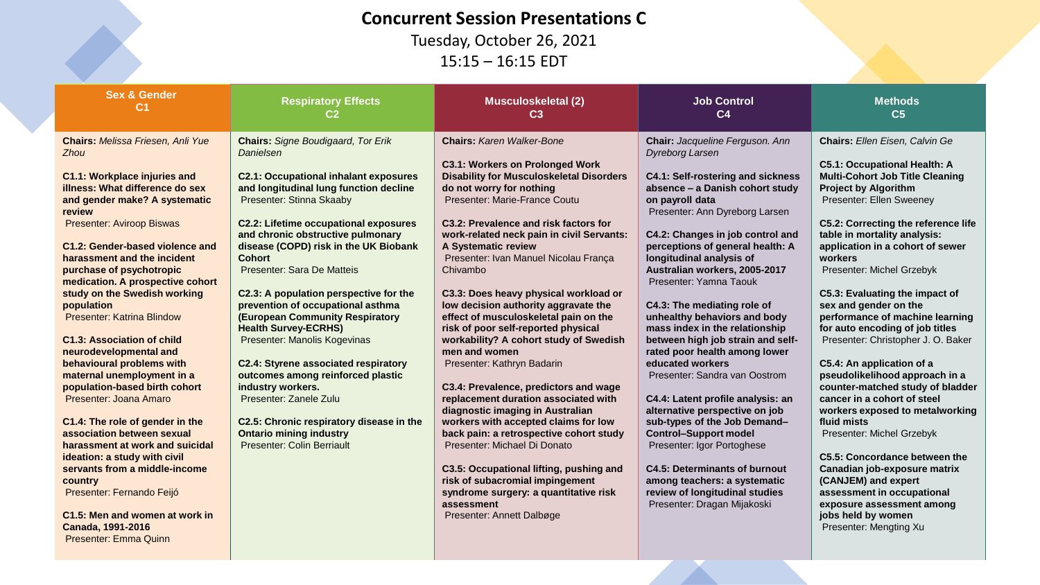# Concurrent Session Presentations C

Tuesday, October 26, 2021

15:15 – 16:15 EDT

## Sex & Gender C1

**Chairs:** *Melissa Friesen, Anli Yue Zhou*

**C1.1: Workplace injuries and illness: What difference do sex and gender make? A systematic review**
Presenter: Aviroop Biswas

**C1.2: Gender-based violence and harassment and the incident purchase of psychotropic medication. A prospective cohort study on the Swedish working population**
Presenter: Katrina Blindow

**C1.3: Association of child neurodevelopmental and behavioural problems with maternal unemployment in a population-based birth cohort**
Presenter: Joana Amaro

**C1.4: The role of gender in the association between sexual harassment at work and suicidal ideation: a study with civil servants from a middle-income country**
Presenter: Fernando Feijó

**C1.5: Men and women at work in Canada, 1991-2016**
Presenter: Emma Quinn

## Respiratory Effects C2

**Chairs:** *Signe Boudigaard, Tor Erik Danielsen*

**C2.1: Occupational inhalant exposures and longitudinal lung function decline**
Presenter: Stinna Skaaby

**C2.2: Lifetime occupational exposures and chronic obstructive pulmonary disease (COPD) risk in the UK Biobank Cohort**
Presenter: Sara De Matteis

**C2.3: A population perspective for the prevention of occupational asthma (European Community Respiratory Health Survey-ECRHS)**
Presenter: Manolis Kogevinas

**C2.4: Styrene associated respiratory outcomes among reinforced plastic industry workers.**
Presenter: Zanele Zulu

**C2.5: Chronic respiratory disease in the Ontario mining industry**
Presenter: Colin Berriault

## Musculoskeletal (2) C3

**Chairs:** *Karen Walker-Bone*

**C3.1: Workers on Prolonged Work Disability for Musculoskeletal Disorders do not worry for nothing**
Presenter: Marie-France Coutu

**C3.2: Prevalence and risk factors for work-related neck pain in civil Servants: A Systematic review**
Presenter: Ivan Manuel Nicolau França Chivambo

**C3.3: Does heavy physical workload or low decision authority aggravate the effect of musculoskeletal pain on the risk of poor self-reported physical workability? A cohort study of Swedish men and women**
Presenter: Kathryn Badarin

**C3.4: Prevalence, predictors and wage replacement duration associated with diagnostic imaging in Australian workers with accepted claims for low back pain: a retrospective cohort study**
Presenter: Michael Di Donato

**C3.5: Occupational lifting, pushing and risk of subacromial impingement syndrome surgery: a quantitative risk assessment**
Presenter: Annett Dalbøge

## Job Control C4

**Chair:** *Jacqueline Ferguson. Ann Dyreborg Larsen*

**C4.1: Self-rostering and sickness absence – a Danish cohort study on payroll data**
Presenter: Ann Dyreborg Larsen

**C4.2: Changes in job control and perceptions of general health: A longitudinal analysis of Australian workers, 2005-2017**
Presenter: Yamna Taouk

**C4.3: The mediating role of unhealthy behaviors and body mass index in the relationship between high job strain and self-rated poor health among lower educated workers**
Presenter: Sandra van Oostrom

**C4.4: Latent profile analysis: an alternative perspective on job sub-types of the Job Demand–Control–Support model**
Presenter: Igor Portoghese

**C4.5: Determinants of burnout among teachers: a systematic review of longitudinal studies**
Presenter: Dragan Mijakoski

## Methods C5

**Chairs:** *Ellen Eisen, Calvin Ge*

**C5.1: Occupational Health: A Multi-Cohort Job Title Cleaning Project by Algorithm**
Presenter: Ellen Sweeney

**C5.2: Correcting the reference life table in mortality analysis: application in a cohort of sewer workers**
Presenter: Michel Grzebyk

**C5.3: Evaluating the impact of sex and gender on the performance of machine learning for auto encoding of job titles**
Presenter: Christopher J. O. Baker

**C5.4: An application of a pseudolikelihood approach in a counter-matched study of bladder cancer in a cohort of steel workers exposed to metalworking fluid mists**
Presenter: Michel Grzebyk

**C5.5: Concordance between the Canadian job-exposure matrix (CANJEM) and expert assessment in occupational exposure assessment among jobs held by women**
Presenter: Mengting Xu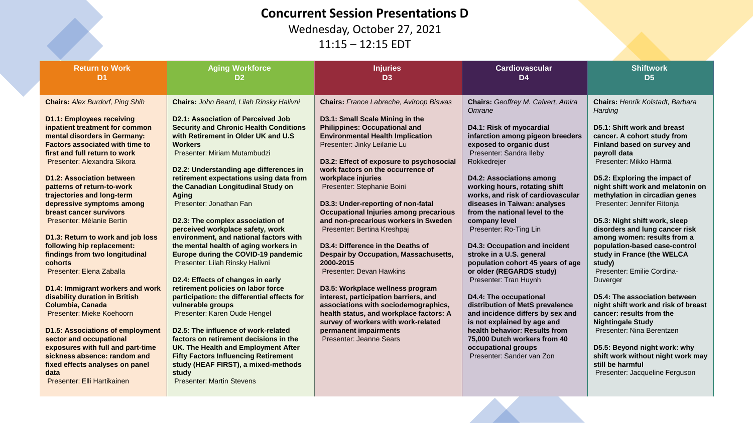# Concurrent Session Presentations D

Wednesday, October 27, 2021

11:15 – 12:15 EDT

## Return to Work D1

**Chairs:** *Alex Burdorf, Ping Shih*

**D1.1: Employees receiving inpatient treatment for common mental disorders in Germany: Factors associated with time to first and full return to work**
Presenter: Alexandra Sikora

**D1.2: Association between patterns of return-to-work trajectories and long-term depressive symptoms among breast cancer survivors**
Presenter: Mélanie Bertin

**D1.3: Return to work and job loss following hip replacement: findings from two longitudinal cohorts**
Presenter: Elena Zaballa

**D1.4: Immigrant workers and work disability duration in British Columbia, Canada**
Presenter: Mieke Koehoorn

**D1.5: Associations of employment sector and occupational exposures with full and part-time sickness absence: random and fixed effects analyses on panel data**
Presenter: Elli Hartikainen

## Aging Workforce D2

**Chairs:** *John Beard, Lilah Rinsky Halivni*

**D2.1: Association of Perceived Job Security and Chronic Health Conditions with Retirement in Older UK and U.S Workers**
Presenter: Miriam Mutambudzi

**D2.2: Understanding age differences in retirement expectations using data from the Canadian Longitudinal Study on Aging**
Presenter: Jonathan Fan

**D2.3: The complex association of perceived workplace safety, work environment, and national factors with the mental health of aging workers in Europe during the COVID-19 pandemic**
Presenter: Lilah Rinsky Halivni

**D2.4: Effects of changes in early retirement policies on labor force participation: the differential effects for vulnerable groups**
Presenter: Karen Oude Hengel

**D2.5: The influence of work-related factors on retirement decisions in the UK. The Health and Employment After Fifty Factors Influencing Retirement study (HEAF FIRST), a mixed-methods study**
Presenter: Martin Stevens

## Injuries D3

**Chairs:** *France Labreche, Aviroop Biswas*

**D3.1: Small Scale Mining in the Philippines: Occupational and Environmental Health Implication**
Presenter: Jinky Leilanie Lu

**D3.2: Effect of exposure to psychosocial work factors on the occurrence of workplace injuries**
Presenter: Stephanie Boini

**D3.3: Under-reporting of non-fatal Occupational Injuries among precarious and non-precarious workers in Sweden**
Presenter: Bertina Kreshpaj

**D3.4: Difference in the Deaths of Despair by Occupation, Massachusetts, 2000-2015**
Presenter: Devan Hawkins

**D3.5: Workplace wellness program interest, participation barriers, and associations with sociodemographics, health status, and workplace factors: A survey of workers with work-related permanent impairments**
Presenter: Jeanne Sears

## Cardiovascular D4

**Chairs:** *Geoffrey M. Calvert, Amira Omrane*

**D4.1: Risk of myocardial infarction among pigeon breeders exposed to organic dust**
Presenter: Sandra Ileby Rokkedrejer

**D4.2: Associations among working hours, rotating shift works, and risk of cardiovascular diseases in Taiwan: analyses from the national level to the company level**
Presenter: Ro-Ting Lin

**D4.3: Occupation and incident stroke in a U.S. general population cohort 45 years of age or older (REGARDS study)**
Presenter: Tran Huynh

**D4.4: The occupational distribution of MetS prevalence and incidence differs by sex and is not explained by age and health behavior: Results from 75,000 Dutch workers from 40 occupational groups**
Presenter: Sander van Zon

## Shiftwork D5

**Chairs:** *Henrik Kolstadt, Barbara Harding*

**D5.1: Shift work and breast cancer. A cohort study from Finland based on survey and payroll data**
Presenter: Mikko Härmä

**D5.2: Exploring the impact of night shift work and melatonin on methylation in circadian genes**
Presenter: Jennifer Ritonja

**D5.3: Night shift work, sleep disorders and lung cancer risk among women: results from a population-based case-control study in France (the WELCA study)**
Presenter: Emilie Cordina-Duverger

**D5.4: The association between night shift work and risk of breast cancer: results from the Nightingale Study**
Presenter: Nina Berentzen

**D5.5: Beyond night work: why shift work without night work may still be harmful**
Presenter: Jacqueline Ferguson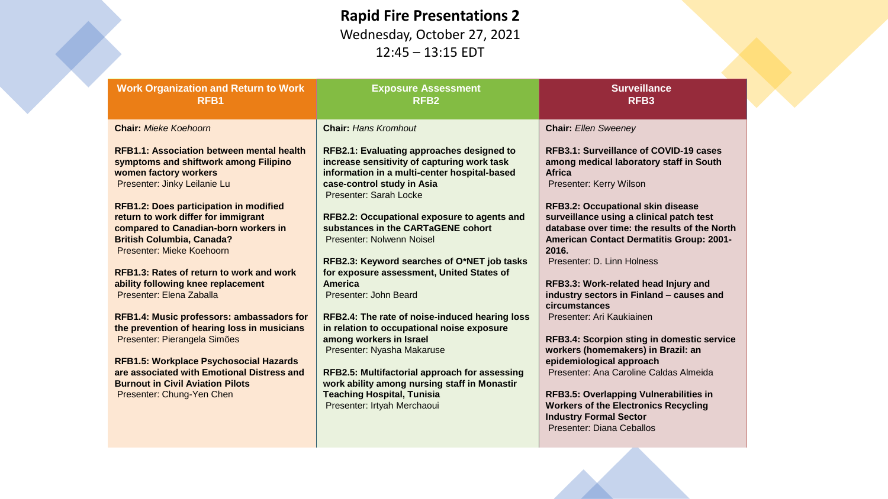# Rapid Fire Presentations 2

Wednesday, October 27, 2021

12:45 – 13:15 EDT

## Work Organization and Return to Work RFB1

**Chair:** *Mieke Koehoorn*

**RFB1.1: Association between mental health symptoms and shiftwork among Filipino women factory workers**
Presenter: Jinky Leilanie Lu

**RFB1.2: Does participation in modified return to work differ for immigrant compared to Canadian-born workers in British Columbia, Canada?**
Presenter: Mieke Koehoorn

**RFB1.3: Rates of return to work and work ability following knee replacement**
Presenter: Elena Zaballa

**RFB1.4: Music professors: ambassadors for the prevention of hearing loss in musicians**
Presenter: Pierangela Simões

**RFB1.5: Workplace Psychosocial Hazards are associated with Emotional Distress and Burnout in Civil Aviation Pilots**
Presenter: Chung-Yen Chen

## Exposure Assessment RFB2

**Chair:** *Hans Kromhout*

**RFB2.1: Evaluating approaches designed to increase sensitivity of capturing work task information in a multi-center hospital-based case-control study in Asia**
Presenter: Sarah Locke

**RFB2.2: Occupational exposure to agents and substances in the CARTaGENE cohort**
Presenter: Nolwenn Noisel

**RFB2.3: Keyword searches of O*NET job tasks for exposure assessment, United States of America**
Presenter: John Beard

**RFB2.4: The rate of noise-induced hearing loss in relation to occupational noise exposure among workers in Israel**
Presenter: Nyasha Makaruse

**RFB2.5: Multifactorial approach for assessing work ability among nursing staff in Monastir Teaching Hospital, Tunisia**
Presenter: Irtyah Merchaoui

## Surveillance RFB3

**Chair:** *Ellen Sweeney*

**RFB3.1: Surveillance of COVID-19 cases among medical laboratory staff in South Africa**
Presenter: Kerry Wilson

**RFB3.2: Occupational skin disease surveillance using a clinical patch test database over time: the results of the North American Contact Dermatitis Group: 2001-2016.**
Presenter: D. Linn Holness

**RFB3.3: Work-related head Injury and industry sectors in Finland – causes and circumstances**
Presenter: Ari Kaukiainen

**RFB3.4: Scorpion sting in domestic service workers (homemakers) in Brazil: an epidemiological approach**
Presenter: Ana Caroline Caldas Almeida

**RFB3.5: Overlapping Vulnerabilities in Workers of the Electronics Recycling Industry Formal Sector**
Presenter: Diana Ceballos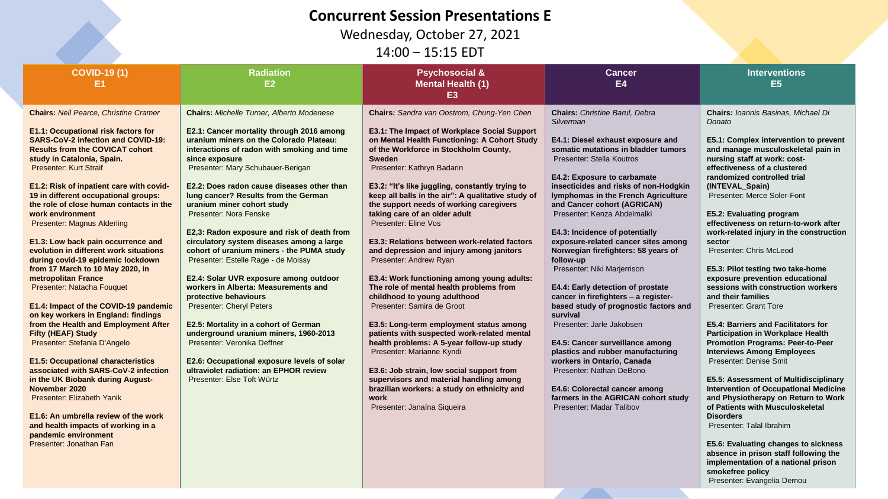# Concurrent Session Presentations E

Wednesday, October 27, 2021

14:00 – 15:15 EDT

## COVID-19 (1) E1

**Chairs:** *Neil Pearce, Christine Cramer*

**E1.1: Occupational risk factors for SARS-CoV-2 infection and COVID-19: Results from the COVICAT cohort study in Catalonia, Spain.**
Presenter: Kurt Straif

**E1.2: Risk of inpatient care with covid-19 in different occupational groups: the role of close human contacts in the work environment**
Presenter: Magnus Alderling

**E1.3: Low back pain occurrence and evolution in different work situations during covid-19 epidemic lockdown from 17 March to 10 May 2020, in metropolitan France**
Presenter: Natacha Fouquet

**E1.4: Impact of the COVID-19 pandemic on key workers in England: findings from the Health and Employment After Fifty (HEAF) Study**
Presenter: Stefania D'Angelo

**E1.5: Occupational characteristics associated with SARS-CoV-2 infection in the UK Biobank during August-November 2020**
Presenter: Elizabeth Yanik

**E1.6: An umbrella review of the work and health impacts of working in a pandemic environment**
Presenter: Jonathan Fan

## Radiation E2

**Chairs:** *Michelle Turner, Alberto Modenese*

**E2.1: Cancer mortality through 2016 among uranium miners on the Colorado Plateau: interactions of radon with smoking and time since exposure**
Presenter: Mary Schubauer-Berigan

**E2.2: Does radon cause diseases other than lung cancer? Results from the German uranium miner cohort study**
Presenter: Nora Fenske

**E2,3: Radon exposure and risk of death from circulatory system diseases among a large cohort of uranium miners - the PUMA study**
Presenter: Estelle Rage - de Moissy

**E2.4: Solar UVR exposure among outdoor workers in Alberta: Measurements and protective behaviours**
Presenter: Cheryl Peters

**E2.5: Mortality in a cohort of German underground uranium miners, 1960-2013**
Presenter: Veronika Deffner

**E2.6: Occupational exposure levels of solar ultraviolet radiation: an EPHOR review**
Presenter: Else Toft Würtz

## Psychosocial & Mental Health (1) E3

**Chairs:** *Sandra van Oostrom, Chung-Yen Chen*

**E3.1: The Impact of Workplace Social Support on Mental Health Functioning: A Cohort Study of the Workforce in Stockholm County, Sweden**
Presenter: Kathryn Badarin

**E3.2: "It's like juggling, constantly trying to keep all balls in the air": A qualitative study of the support needs of working caregivers taking care of an older adult**
Presenter: Eline Vos

**E3.3: Relations between work-related factors and depression and injury among janitors**
Presenter: Andrew Ryan

**E3.4: Work functioning among young adults: The role of mental health problems from childhood to young adulthood**
Presenter: Samira de Groot

**E3.5: Long-term employment status among patients with suspected work-related mental health problems: A 5-year follow-up study**
Presenter: Marianne Kyndi

**E3.6: Job strain, low social support from supervisors and material handling among brazilian workers: a study on ethnicity and work**
Presenter: Janaína Siqueira

## Cancer E4

**Chairs:** *Christine Barul, Debra Silverman*

**E4.1: Diesel exhaust exposure and somatic mutations in bladder tumors**
Presenter: Stella Koutros

**E4.2: Exposure to carbamate insecticides and risks of non-Hodgkin lymphomas in the French Agriculture and Cancer cohort (AGRICAN)**
Presenter: Kenza Abdelmalki

**E4.3: Incidence of potentially exposure-related cancer sites among Norwegian firefighters: 58 years of follow-up**
Presenter: Niki Marjerrison

**E4.4: Early detection of prostate cancer in firefighters – a register-based study of prognostic factors and survival**
Presenter: Jarle Jakobsen

**E4.5: Cancer surveillance among plastics and rubber manufacturing workers in Ontario, Canada**
Presenter: Nathan DeBono

**E4.6: Colorectal cancer among farmers in the AGRICAN cohort study**
Presenter: Madar Talibov

## Interventions E5

**Chairs:** *Ioannis Basinas, Michael Di Donato*

**E5.1: Complex intervention to prevent and manage musculoskeletal pain in nursing staff at work: cost-effectiveness of a clustered randomized controlled trial (INTEVAL_Spain)**
Presenter: Merce Soler-Font

**E5.2: Evaluating program effectiveness on return-to-work after work-related injury in the construction sector**
Presenter: Chris McLeod

**E5.3: Pilot testing two take-home exposure prevention educational sessions with construction workers and their families**
Presenter: Grant Tore

**E5.4: Barriers and Facilitators for Participation in Workplace Health Promotion Programs: Peer-to-Peer Interviews Among Employees**
Presenter: Denise Smit

**E5.5: Assessment of Multidisciplinary Intervention of Occupational Medicine and Physiotherapy on Return to Work of Patients with Musculoskeletal Disorders**
Presenter: Talal Ibrahim

**E5.6: Evaluating changes to sickness absence in prison staff following the implementation of a national prison smokefree policy**
Presenter: Evangelia Demou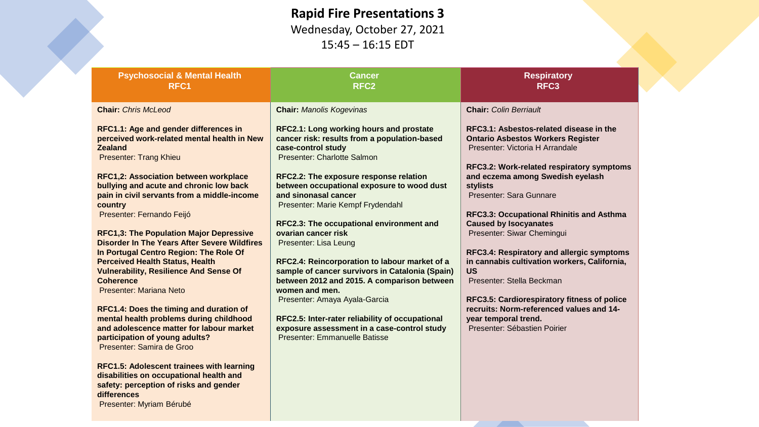# Rapid Fire Presentations 3

Wednesday, October 27, 2021

15:45 – 16:15 EDT

## Psychosocial & Mental Health RFC1

**Chair:** *Chris McLeod*

**RFC1.1: Age and gender differences in perceived work-related mental health in New Zealand**
Presenter: Trang Khieu

**RFC1,2: Association between workplace bullying and acute and chronic low back pain in civil servants from a middle-income country**
Presenter: Fernando Feijó

**RFC1,3: The Population Major Depressive Disorder In The Years After Severe Wildfires In Portugal Centro Region: The Role Of Perceived Health Status, Health Vulnerability, Resilience And Sense Of Coherence**
Presenter: Mariana Neto

**RFC1.4: Does the timing and duration of mental health problems during childhood and adolescence matter for labour market participation of young adults?**
Presenter: Samira de Groo

**RFC1.5: Adolescent trainees with learning disabilities on occupational health and safety: perception of risks and gender differences**
Presenter: Myriam Bérubé

## Cancer RFC2

**Chair:** *Manolis Kogevinas*

**RFC2.1: Long working hours and prostate cancer risk: results from a population-based case-control study**
Presenter: Charlotte Salmon

**RFC2.2: The exposure response relation between occupational exposure to wood dust and sinonasal cancer**
Presenter: Marie Kempf Frydendahl

**RFC2.3: The occupational environment and ovarian cancer risk**
Presenter: Lisa Leung

**RFC2.4: Reincorporation to labour market of a sample of cancer survivors in Catalonia (Spain) between 2012 and 2015. A comparison between women and men.**
Presenter: Amaya Ayala-Garcia

**RFC2.5: Inter-rater reliability of occupational exposure assessment in a case-control study**
Presenter: Emmanuelle Batisse

## Respiratory RFC3

**Chair:** *Colin Berriault*

**RFC3.1: Asbestos-related disease in the Ontario Asbestos Workers Register**
Presenter: Victoria H Arrandale

**RFC3.2: Work-related respiratory symptoms and eczema among Swedish eyelash stylists**
Presenter: Sara Gunnare

**RFC3.3: Occupational Rhinitis and Asthma Caused by Isocyanates**
Presenter: Siwar Chemingui

**RFC3.4: Respiratory and allergic symptoms in cannabis cultivation workers, California, US**
Presenter: Stella Beckman

**RFC3.5: Cardiorespiratory fitness of police recruits: Norm-referenced values and 14-year temporal trend.**
Presenter: Sébastien Poirier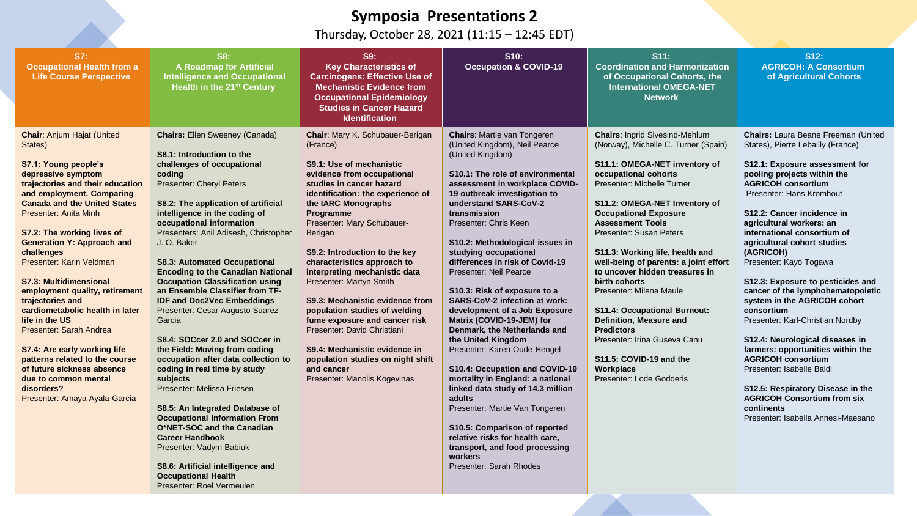# Symposia Presentations 2

Thursday, October 28, 2021 (11:15 – 12:45 EDT)

## S7: Occupational Health from a Life Course Perspective

**Chair**: Anjum Hajat (United States)

**S7.1: Young people's depressive symptom trajectories and their education and employment. Comparing Canada and the United States**
Presenter: Anita Minh

**S7.2: The working lives of Generation Y: Approach and challenges**
Presenter: Karin Veldman

**S7.3: Multidimensional employment quality, retirement trajectories and cardiometabolic health in later life in the US**
Presenter: Sarah Andrea

**S7.4: Are early working life patterns related to the course of future sickness absence due to common mental disorders?**
Presenter: Amaya Ayala-Garcia

## S8: A Roadmap for Artificial Intelligence and Occupational Health in the 21st Century

**Chairs:** Ellen Sweeney (Canada)

**S8.1: Introduction to the challenges of occupational coding**
Presenter: Cheryl Peters

**S8.2: The application of artificial intelligence in the coding of occupational information**
Presenters: Anil Adisesh, Christopher J. O. Baker

**S8.3: Automated Occupational Encoding to the Canadian National Occupation Classification using an Ensemble Classifier from TF-IDF and Doc2Vec Embeddings**
Presenter: Cesar Augusto Suarez Garcia

**S8.4: SOCcer 2.0 and SOCcer in the Field: Moving from coding occupation after data collection to coding in real time by study subjects**
Presenter: Melissa Friesen

**S8.5: An Integrated Database of Occupational Information From O*NET-SOC and the Canadian Career Handbook**
Presenter: Vadym Babiuk

**S8.6: Artificial intelligence and Occupational Health**
Presenter: Roel Vermeulen

## S9: Key Characteristics of Carcinogens: Effective Use of Mechanistic Evidence from Occupational Epidemiology Studies in Cancer Hazard Identification

**Chair**: Mary K. Schubauer-Berigan (France)

**S9.1: Use of mechanistic evidence from occupational studies in cancer hazard identification: the experience of the IARC Monographs Programme**
Presenter: Mary Schubauer-Berigan

**S9.2: Introduction to the key characteristics approach to interpreting mechanistic data**
Presenter: Martyn Smith

**S9.3: Mechanistic evidence from population studies of welding fume exposure and cancer risk**
Presenter: David Christiani

**S9.4: Mechanistic evidence in population studies on night shift and cancer**
Presenter: Manolis Kogevinas

## S10: Occupation & COVID-19

**Chairs**: Martie van Tongeren (United Kingdom), Neil Pearce (United Kingdom)

**S10.1: The role of environmental assessment in workplace COVID-19 outbreak investigation to understand SARS-CoV-2 transmission**
Presenter: Chris Keen

**S10.2: Methodological issues in studying occupational differences in risk of Covid-19**
Presenter: Neil Pearce

**S10.3: Risk of exposure to a SARS-CoV-2 infection at work: development of a Job Exposure Matrix (COVID-19-JEM) for Denmark, the Netherlands and the United Kingdom**
Presenter: Karen Oude Hengel

**S10.4: Occupation and COVID-19 mortality in England: a national linked data study of 14.3 million adults**
Presenter: Martie Van Tongeren

**S10.5: Comparison of reported relative risks for health care, transport, and food processing workers**
Presenter: Sarah Rhodes

## S11: Coordination and Harmonization of Occupational Cohorts, the International OMEGA-NET Network

**Chairs**: Ingrid Sivesind-Mehlum (Norway), Michelle C. Turner (Spain)

**S11.1: OMEGA-NET inventory of occupational cohorts**
Presenter: Michelle Turner

**S11.2: OMEGA-NET Inventory of Occupational Exposure Assessment Tools**
Presenter: Susan Peters

**S11.3: Working life, health and well-being of parents: a joint effort to uncover hidden treasures in birth cohorts**
Presenter: Milena Maule

**S11.4: Occupational Burnout: Definition, Measure and Predictors**
Presenter: Irina Guseva Canu

**S11.5: COVID-19 and the Workplace**
Presenter: Lode Godderis

## S12: AGRICOH: A Consortium of Agricultural Cohorts

**Chairs:** Laura Beane Freeman (United States), Pierre Lebailly (France)

**S12.1: Exposure assessment for pooling projects within the AGRICOH consortium**
Presenter: Hans Kromhout

**S12.2: Cancer incidence in agricultural workers: an international consortium of agricultural cohort studies (AGRICOH)**
Presenter: Kayo Togawa

**S12.3: Exposure to pesticides and cancer of the lymphohematopoietic system in the AGRICOH cohort consortium**
Presenter: Karl-Christian Nordby

**S12.4: Neurological diseases in farmers: opportunities within the AGRICOH consortium**
Presenter: Isabelle Baldi

**S12.5: Respiratory Disease in the AGRICOH Consortium from six continents**
Presenter: Isabella Annesi-Maesano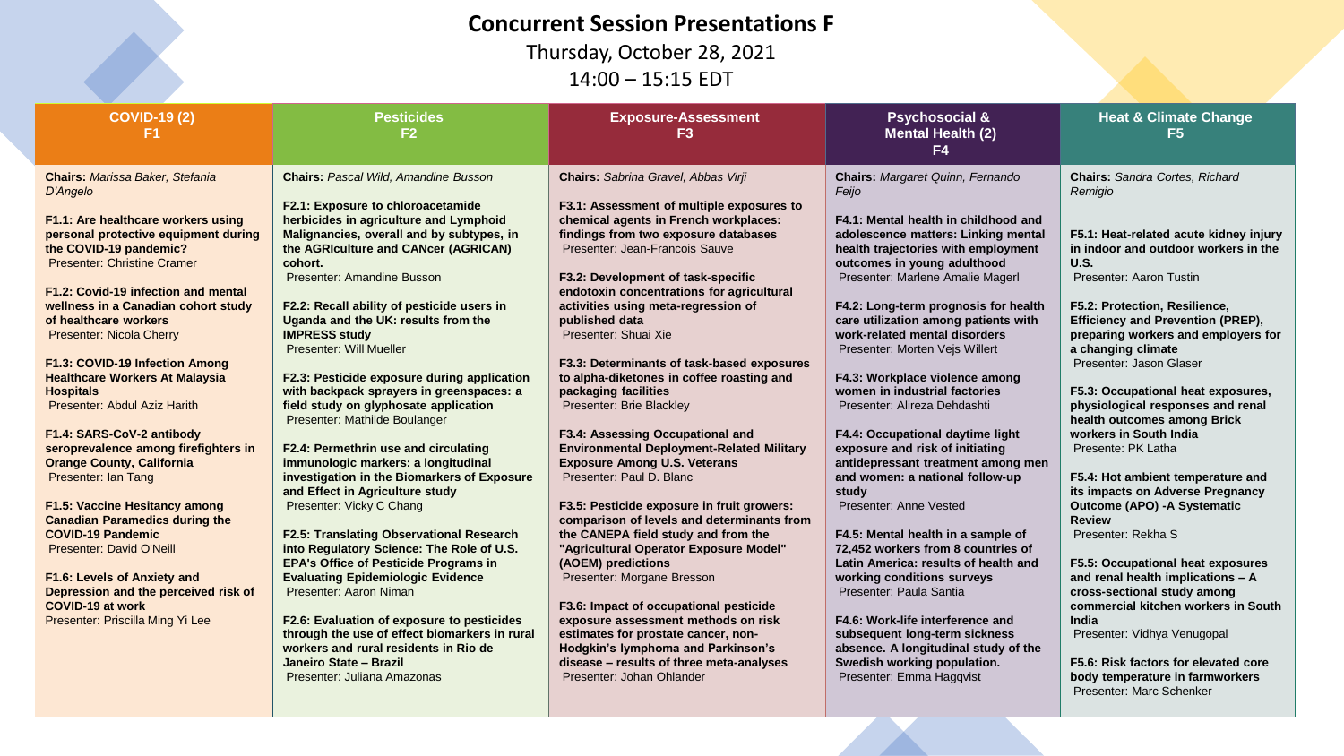# Concurrent Session Presentations F

Thursday, October 28, 2021

14:00 – 15:15 EDT

## COVID-19 (2) F1

**Chairs:** *Marissa Baker, Stefania D'Angelo*

**F1.1: Are healthcare workers using personal protective equipment during the COVID-19 pandemic?**
Presenter: Christine Cramer

**F1.2: Covid-19 infection and mental wellness in a Canadian cohort study of healthcare workers**
Presenter: Nicola Cherry

**F1.3: COVID-19 Infection Among Healthcare Workers At Malaysia Hospitals**
Presenter: Abdul Aziz Harith

**F1.4: SARS-CoV-2 antibody seroprevalence among firefighters in Orange County, California**
Presenter: Ian Tang

**F1.5: Vaccine Hesitancy among Canadian Paramedics during the COVID-19 Pandemic**
Presenter: David O'Neill

**F1.6: Levels of Anxiety and Depression and the perceived risk of COVID-19 at work**
Presenter: Priscilla Ming Yi Lee

## Pesticides F2

**Chairs:** *Pascal Wild, Amandine Busson*

**F2.1: Exposure to chloroacetamide herbicides in agriculture and Lymphoid Malignancies, overall and by subtypes, in the AGRIculture and CANcer (AGRICAN) cohort.**
Presenter: Amandine Busson

**F2.2: Recall ability of pesticide users in Uganda and the UK: results from the IMPRESS study**
Presenter: Will Mueller

**F2.3: Pesticide exposure during application with backpack sprayers in greenspaces: a field study on glyphosate application**
Presenter: Mathilde Boulanger

**F2.4: Permethrin use and circulating immunologic markers: a longitudinal investigation in the Biomarkers of Exposure and Effect in Agriculture study**
Presenter: Vicky C Chang

**F2.5: Translating Observational Research into Regulatory Science: The Role of U.S. EPA's Office of Pesticide Programs in Evaluating Epidemiologic Evidence**
Presenter: Aaron Niman

**F2.6: Evaluation of exposure to pesticides through the use of effect biomarkers in rural workers and rural residents in Rio de Janeiro State – Brazil**
Presenter: Juliana Amazonas

## Exposure-Assessment F3

**Chairs:** *Sabrina Gravel, Abbas Virji*

**F3.1: Assessment of multiple exposures to chemical agents in French workplaces: findings from two exposure databases**
Presenter: Jean-Francois Sauve

**F3.2: Development of task-specific endotoxin concentrations for agricultural activities using meta-regression of published data**
Presenter: Shuai Xie

**F3.3: Determinants of task-based exposures to alpha-diketones in coffee roasting and packaging facilities**
Presenter: Brie Blackley

**F3.4: Assessing Occupational and Environmental Deployment-Related Military Exposure Among U.S. Veterans**
Presenter: Paul D. Blanc

**F3.5: Pesticide exposure in fruit growers: comparison of levels and determinants from the CANEPA field study and from the "Agricultural Operator Exposure Model" (AOEM) predictions**
Presenter: Morgane Bresson

**F3.6: Impact of occupational pesticide exposure assessment methods on risk estimates for prostate cancer, non-Hodgkin's lymphoma and Parkinson's disease – results of three meta-analyses**
Presenter: Johan Ohlander

## Psychosocial & Mental Health (2) F4

**Chairs:** *Margaret Quinn, Fernando Feijo*

**F4.1: Mental health in childhood and adolescence matters: Linking mental health trajectories with employment outcomes in young adulthood**
Presenter: Marlene Amalie Magerl

**F4.2: Long-term prognosis for health care utilization among patients with work-related mental disorders**
Presenter: Morten Vejs Willert

**F4.3: Workplace violence among women in industrial factories**
Presenter: Alireza Dehdashti

**F4.4: Occupational daytime light exposure and risk of initiating antidepressant treatment among men and women: a national follow-up study**
Presenter: Anne Vested

**F4.5: Mental health in a sample of 72,452 workers from 8 countries of Latin America: results of health and working conditions surveys**
Presenter: Paula Santia

**F4.6: Work-life interference and subsequent long-term sickness absence. A longitudinal study of the Swedish working population.**
Presenter: Emma Hagqvist

## Heat & Climate Change F5

**Chairs:** *Sandra Cortes, Richard Remigio*

**F5.1: Heat-related acute kidney injury in indoor and outdoor workers in the U.S.**
Presenter: Aaron Tustin

**F5.2: Protection, Resilience, Efficiency and Prevention (PREP), preparing workers and employers for a changing climate**
Presenter: Jason Glaser

**F5.3: Occupational heat exposures, physiological responses and renal health outcomes among Brick workers in South India**
Presente: PK Latha

**F5.4: Hot ambient temperature and its impacts on Adverse Pregnancy Outcome (APO) -A Systematic Review**
Presenter: Rekha S

**F5.5: Occupational heat exposures and renal health implications – A cross-sectional study among commercial kitchen workers in South India**
Presenter: Vidhya Venugopal

**F5.6: Risk factors for elevated core body temperature in farmworkers**
Presenter: Marc Schenker